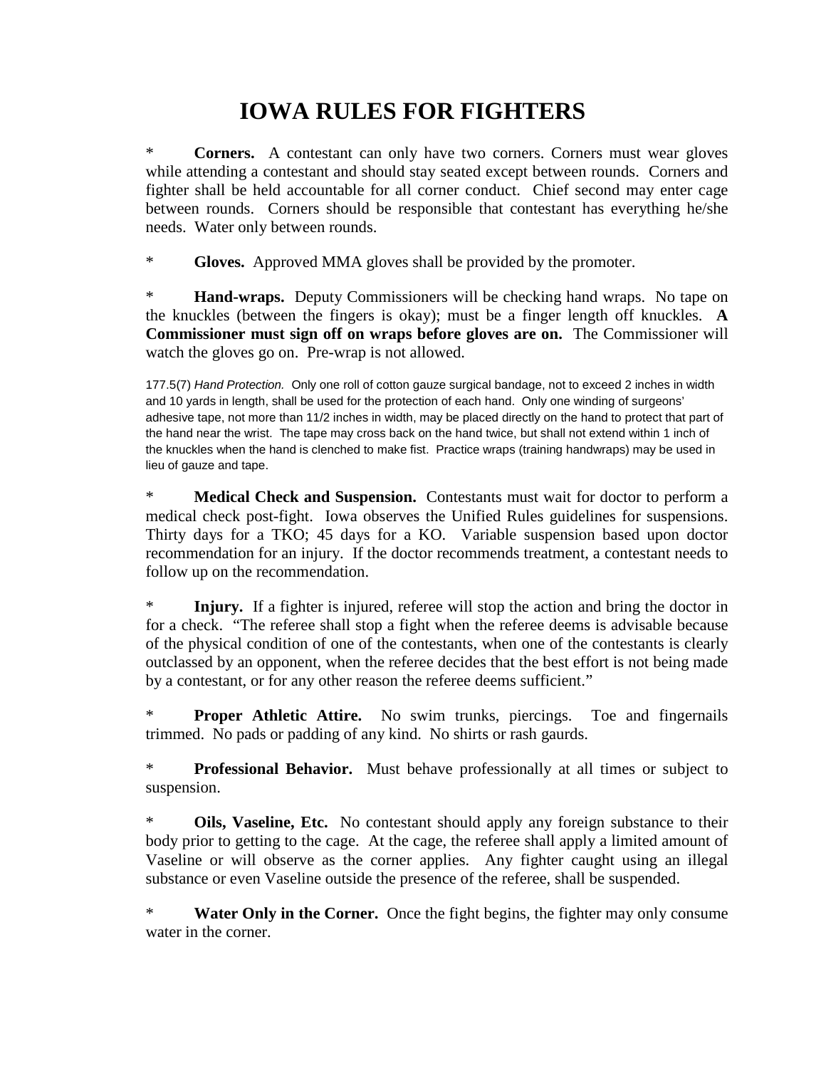# IOWA RULES FOR FIGHTERS

* **Corners.** A contestant can only have two corners. Corners must wear gloves while attending a contestant and should stay seated except between rounds. Corners and fighter shall be held accountable for all corner conduct. Chief second may enter cage between rounds. Corners should be responsible that contestant has everything he/she needs. Water only between rounds.

* **Gloves.** Approved MMA gloves shall be provided by the promoter.

* **Hand-wraps.** Deputy Commissioners will be checking hand wraps. No tape on the knuckles (between the fingers is okay); must be a finger length off knuckles. **A Commissioner must sign off on wraps before gloves are on.** The Commissioner will watch the gloves go on. Pre-wrap is not allowed.

177.5(7) *Hand Protection.* Only one roll of cotton gauze surgical bandage, not to exceed 2 inches in width and 10 yards in length, shall be used for the protection of each hand. Only one winding of surgeons' adhesive tape, not more than 11/2 inches in width, may be placed directly on the hand to protect that part of the hand near the wrist. The tape may cross back on the hand twice, but shall not extend within 1 inch of the knuckles when the hand is clenched to make fist. Practice wraps (training handwraps) may be used in lieu of gauze and tape.

* **Medical Check and Suspension.** Contestants must wait for doctor to perform a medical check post-fight. Iowa observes the Unified Rules guidelines for suspensions. Thirty days for a TKO; 45 days for a KO. Variable suspension based upon doctor recommendation for an injury. If the doctor recommends treatment, a contestant needs to follow up on the recommendation.

* **Injury.** If a fighter is injured, referee will stop the action and bring the doctor in for a check. "The referee shall stop a fight when the referee deems is advisable because of the physical condition of one of the contestants, when one of the contestants is clearly outclassed by an opponent, when the referee decides that the best effort is not being made by a contestant, or for any other reason the referee deems sufficient."

* **Proper Athletic Attire.** No swim trunks, piercings. Toe and fingernails trimmed. No pads or padding of any kind. No shirts or rash gaurds.

* **Professional Behavior.** Must behave professionally at all times or subject to suspension.

* **Oils, Vaseline, Etc.** No contestant should apply any foreign substance to their body prior to getting to the cage. At the cage, the referee shall apply a limited amount of Vaseline or will observe as the corner applies. Any fighter caught using an illegal substance or even Vaseline outside the presence of the referee, shall be suspended.

* **Water Only in the Corner.** Once the fight begins, the fighter may only consume water in the corner.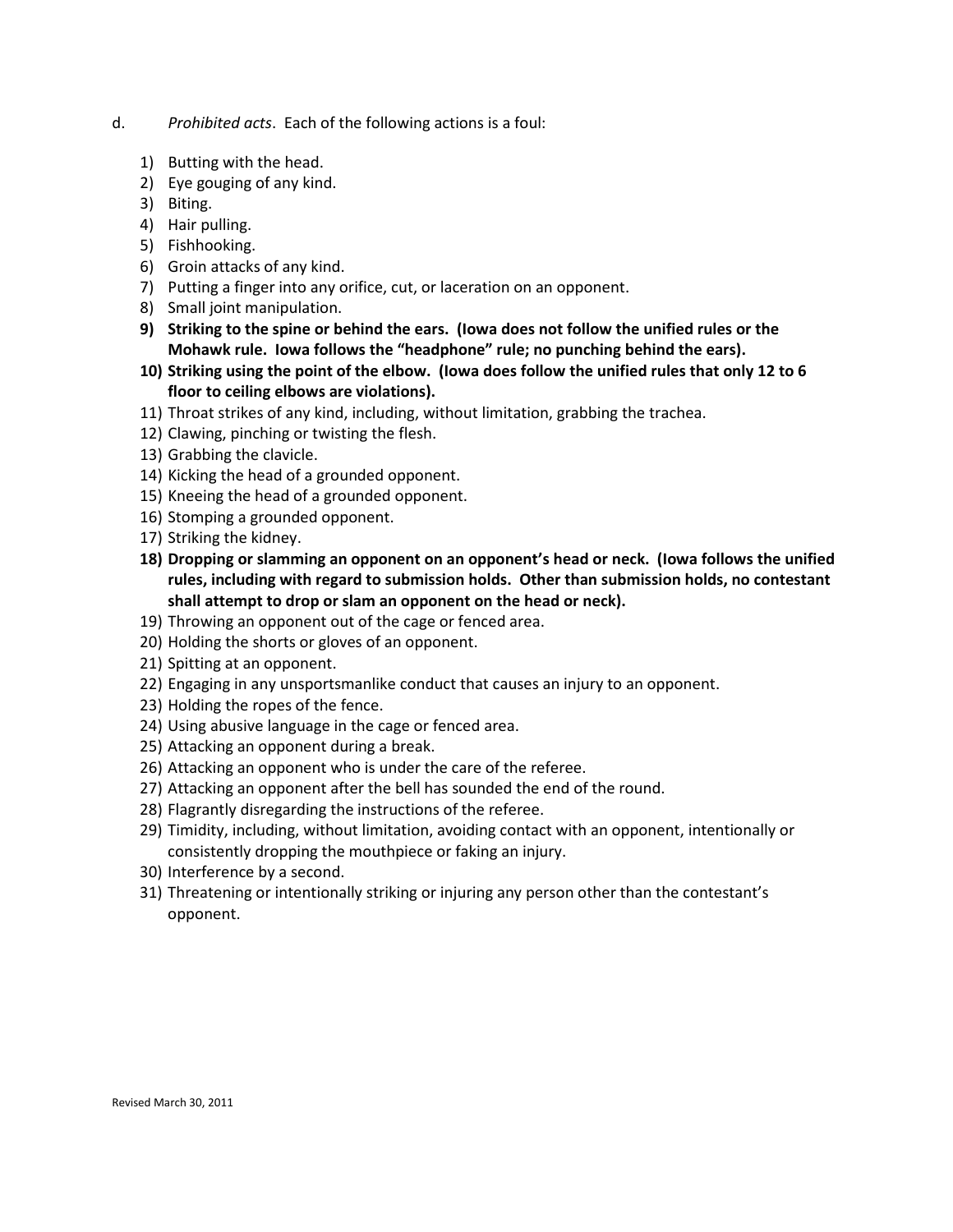d. *Prohibited acts*. Each of the following actions is a foul:

1) Butting with the head.
2) Eye gouging of any kind.
3) Biting.
4) Hair pulling.
5) Fishhooking.
6) Groin attacks of any kind.
7) Putting a finger into any orifice, cut, or laceration on an opponent.
8) Small joint manipulation.
9) **Striking to the spine or behind the ears. (Iowa does not follow the unified rules or the Mohawk rule. Iowa follows the "headphone" rule; no punching behind the ears).**
10) **Striking using the point of the elbow. (Iowa does follow the unified rules that only 12 to 6 floor to ceiling elbows are violations).**
11) Throat strikes of any kind, including, without limitation, grabbing the trachea.
12) Clawing, pinching or twisting the flesh.
13) Grabbing the clavicle.
14) Kicking the head of a grounded opponent.
15) Kneeing the head of a grounded opponent.
16) Stomping a grounded opponent.
17) Striking the kidney.
18) **Dropping or slamming an opponent on an opponent's head or neck. (Iowa follows the unified rules, including with regard to submission holds. Other than submission holds, no contestant shall attempt to drop or slam an opponent on the head or neck).**
19) Throwing an opponent out of the cage or fenced area.
20) Holding the shorts or gloves of an opponent.
21) Spitting at an opponent.
22) Engaging in any unsportsmanlike conduct that causes an injury to an opponent.
23) Holding the ropes of the fence.
24) Using abusive language in the cage or fenced area.
25) Attacking an opponent during a break.
26) Attacking an opponent who is under the care of the referee.
27) Attacking an opponent after the bell has sounded the end of the round.
28) Flagrantly disregarding the instructions of the referee.
29) Timidity, including, without limitation, avoiding contact with an opponent, intentionally or consistently dropping the mouthpiece or faking an injury.
30) Interference by a second.
31) Threatening or intentionally striking or injuring any person other than the contestant's opponent.

Revised March 30, 2011